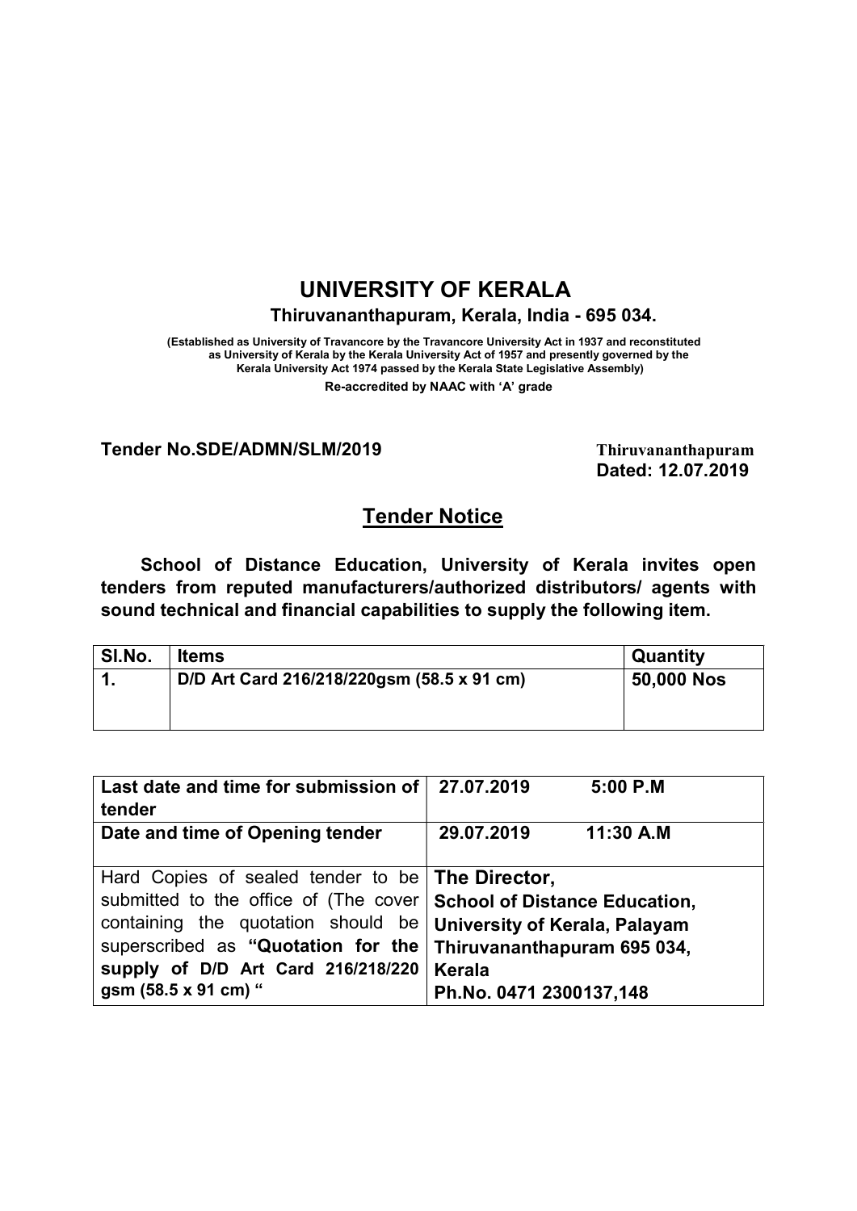# UNIVERSITY OF KERALA

**Thiruvananthapuram, Kerala, India - 695 034.**

**(Established as University of Travancore by the Travancore University Act in 1937 and reconstituted as University of Kerala by the Kerala University Act of 1957 and presently governed by the Kerala University Act 1974 passed by the Kerala State Legislative Assembly)**

**Re-accredited by NAAC with 'A' grade**

**Tender No.SDE/ADMN/SLM/2019** **Thiruvananthapuram**

**Dated: 12.07.2019**

## Tender Notice

**School of Distance Education, University of Kerala invites open tenders from reputed manufacturers/authorized distributors/ agents with sound technical and financial capabilities to supply the following item.**

| Sl.No. | Items | Quantity |
|---|---|---|
| 1. | D/D Art Card 216/218/220gsm (58.5 x 91 cm) | 50,000 Nos |

| | |
|---|---|
| **Last date and time for submission of tender** | **27.07.2019 5:00 P.M** |
| **Date and time of Opening tender** | **29.07.2019 11:30 A.M** |
| Hard Copies of sealed tender to be submitted to the office of (The cover containing the quotation should be superscribed as **"Quotation for the supply of D/D Art Card 216/218/220 gsm (58.5 x 91 cm) "** | **The Director, School of Distance Education, University of Kerala, Palayam Thiruvananthapuram 695 034, Kerala Ph.No. 0471 2300137,148** |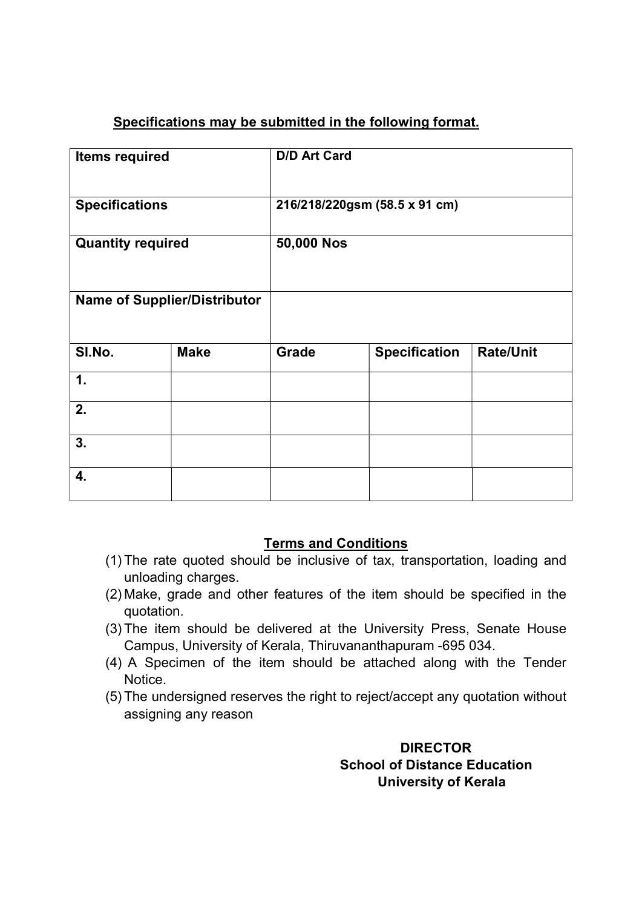**<u>Specifications may be submitted in the following format.</u>**

| **Items required** | | **D/D Art Card** | | |
|---|---|---|---|---|
| **Specifications** | | **216/218/220gsm (58.5 x 91 cm)** | | |
| **Quantity required** | | **50,000 Nos** | | |
| **Name of Supplier/Distributor** | | | | |
| **Sl.No.** | **Make** | **Grade** | **Specification** | **Rate/Unit** |
| **1.** | | | | |
| **2.** | | | | |
| **3.** | | | | |
| **4.** | | | | |

**<u>Terms and Conditions</u>**

(1) The rate quoted should be inclusive of tax, transportation, loading and unloading charges.

(2) Make, grade and other features of the item should be specified in the quotation.

(3) The item should be delivered at the University Press, Senate House Campus, University of Kerala, Thiruvananthapuram -695 034.

(4) A Specimen of the item should be attached along with the Tender Notice.

(5) The undersigned reserves the right to reject/accept any quotation without assigning any reason

**DIRECTOR**
**School of Distance Education**
**University of Kerala**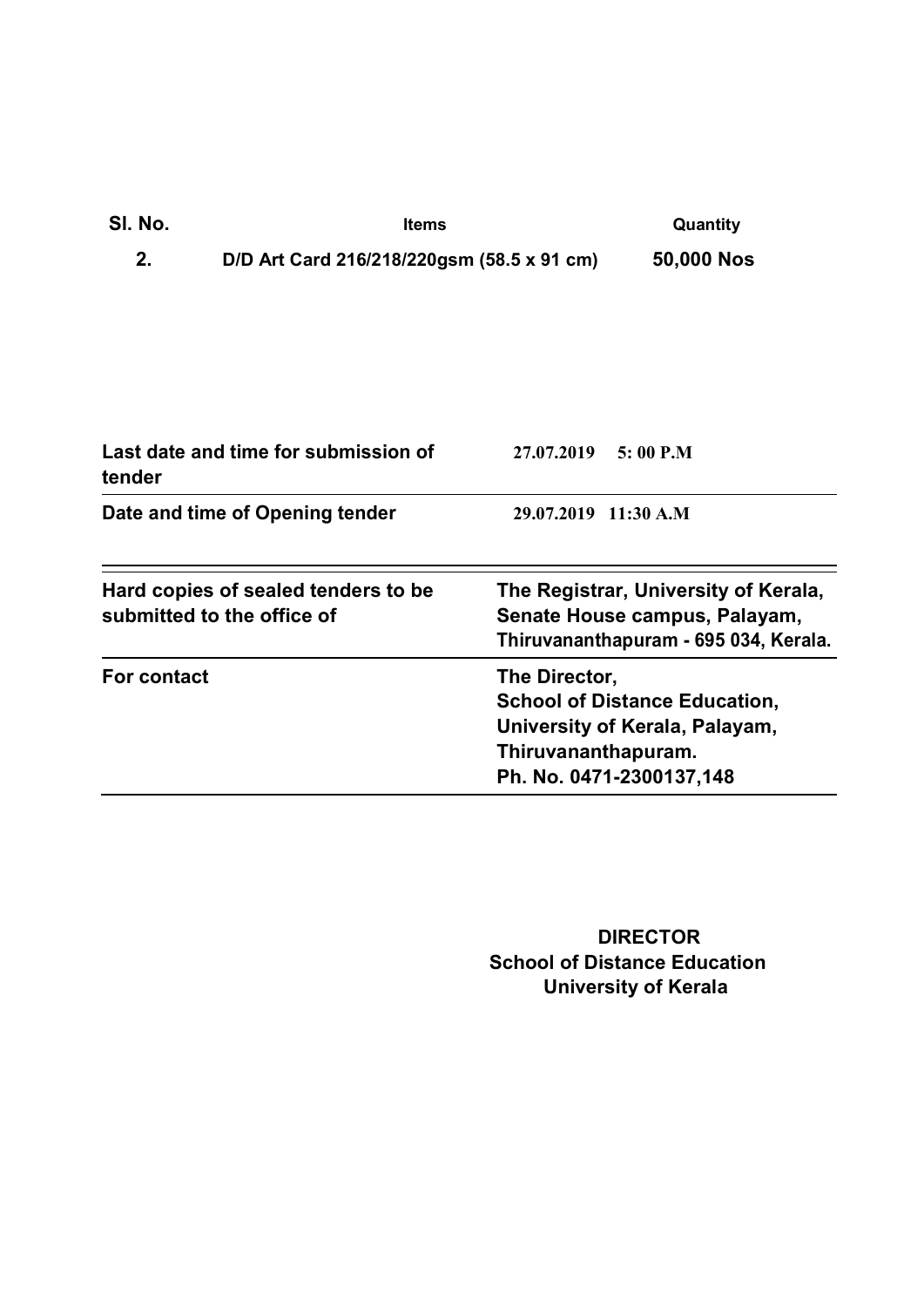| Sl. No. | Items | Quantity |
| --- | --- | --- |
| **2.** | **D/D Art Card 216/218/220gsm (58.5 x 91 cm)** | **50,000 Nos** |

| | |
| --- | --- |
| **Last date and time for submission of tender** | **27.07.2019 5: 00 P.M** |
| **Date and time of Opening tender** | **29.07.2019 11:30 A.M** |

| | |
| --- | --- |
| **Hard copies of sealed tenders to be submitted to the office of** | **The Registrar, University of Kerala, Senate House campus, Palayam, Thiruvananthapuram - 695 034, Kerala.** |
| **For contact** | **The Director, School of Distance Education, University of Kerala, Palayam, Thiruvananthapuram. Ph. No. 0471-2300137,148** |

**DIRECTOR**
**School of Distance Education**
**University of Kerala**